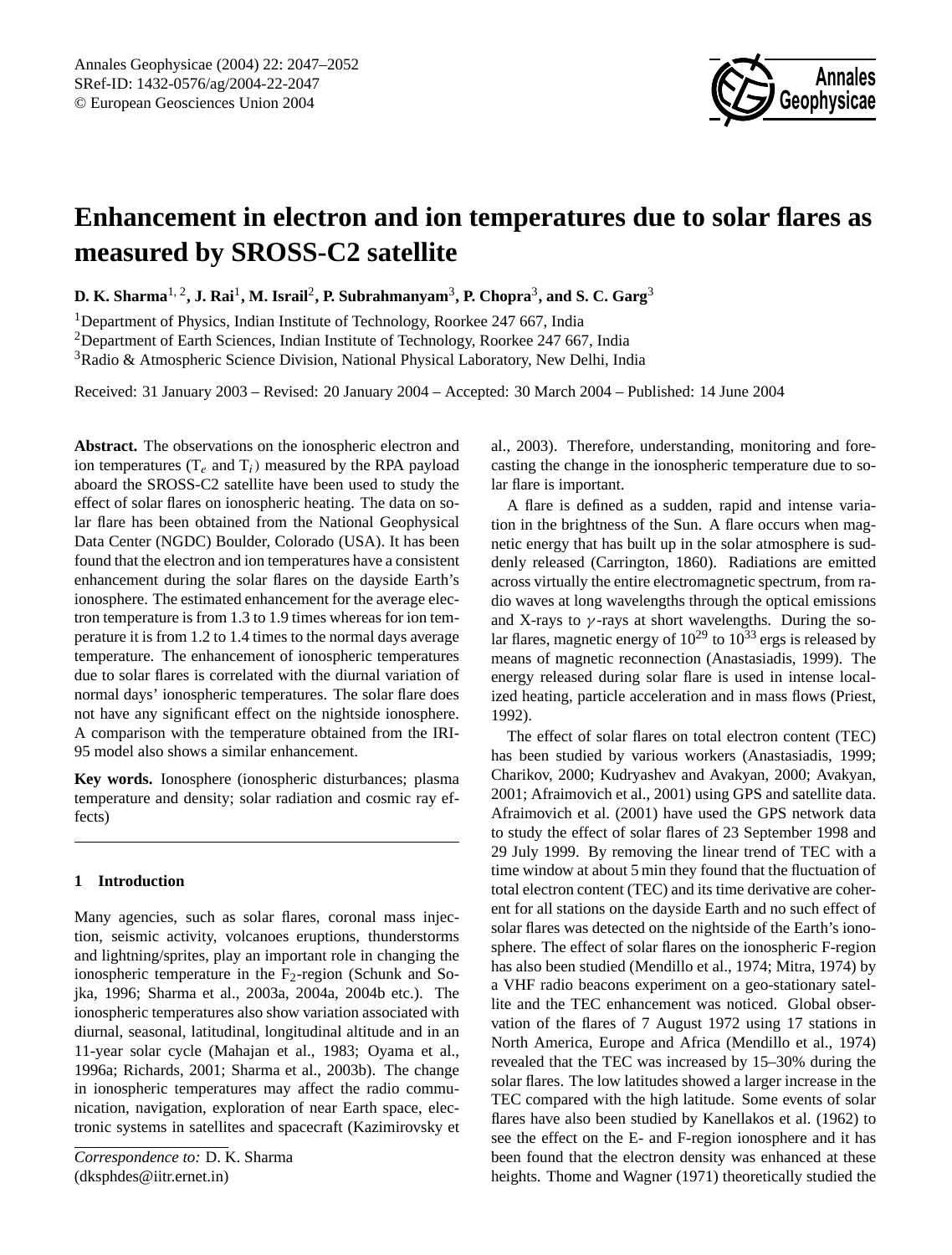# Enhancement in electron and ion temperatures due to solar flares as measured by SROSS-C2 satellite

**D. K. Sharma[1, 2], J. Rai[1], M. Israil[2], P. Subrahmanyam[3], P. Chopra[3], and S. C. Garg[3]**

[1]Department of Physics, Indian Institute of Technology, Roorkee 247 667, India

[2]Department of Earth Sciences, Indian Institute of Technology, Roorkee 247 667, India

[3]Radio & Atmospheric Science Division, National Physical Laboratory, New Delhi, India

Received: 31 January 2003 – Revised: 20 January 2004 – Accepted: 30 March 2004 – Published: 14 June 2004

**Abstract.** The observations on the ionospheric electron and ion temperatures ($T_e$ and $T_i$) measured by the RPA payload aboard the SROSS-C2 satellite have been used to study the effect of solar flares on ionospheric heating. The data on solar flare has been obtained from the National Geophysical Data Center (NGDC) Boulder, Colorado (USA). It has been found that the electron and ion temperatures have a consistent enhancement during the solar flares on the dayside Earth's ionosphere. The estimated enhancement for the average electron temperature is from 1.3 to 1.9 times whereas for ion temperature it is from 1.2 to 1.4 times to the normal days average temperature. The enhancement of ionospheric temperatures due to solar flares is correlated with the diurnal variation of normal days' ionospheric temperatures. The solar flare does not have any significant effect on the nightside ionosphere. A comparison with the temperature obtained from the IRI-95 model also shows a similar enhancement.

**Key words.** Ionosphere (ionospheric disturbances; plasma temperature and density; solar radiation and cosmic ray effects)

## 1 Introduction

Many agencies, such as solar flares, coronal mass injection, seismic activity, volcanoes eruptions, thunderstorms and lightning/sprites, play an important role in changing the ionospheric temperature in the $F_2$-region (Schunk and Sojka, 1996; Sharma et al., 2003a, 2004a, 2004b etc.). The ionospheric temperatures also show variation associated with diurnal, seasonal, latitudinal, longitudinal altitude and in an 11-year solar cycle (Mahajan et al., 1983; Oyama et al., 1996a; Richards, 2001; Sharma et al., 2003b). The change in ionospheric temperatures may affect the radio communication, navigation, exploration of near Earth space, electronic systems in satellites and spacecraft (Kazimirovsky et al., 2003). Therefore, understanding, monitoring and forecasting the change in the ionospheric temperature due to solar flare is important.

A flare is defined as a sudden, rapid and intense variation in the brightness of the Sun. A flare occurs when magnetic energy that has built up in the solar atmosphere is suddenly released (Carrington, 1860). Radiations are emitted across virtually the entire electromagnetic spectrum, from radio waves at long wavelengths through the optical emissions and X-rays to $\gamma$-rays at short wavelengths. During the solar flares, magnetic energy of $10^{29}$ to $10^{33}$ ergs is released by means of magnetic reconnection (Anastasiadis, 1999). The energy released during solar flare is used in intense localized heating, particle acceleration and in mass flows (Priest, 1992).

The effect of solar flares on total electron content (TEC) has been studied by various workers (Anastasiadis, 1999; Charikov, 2000; Kudryashev and Avakyan, 2000; Avakyan, 2001; Afraimovich et al., 2001) using GPS and satellite data. Afraimovich et al. (2001) have used the GPS network data to study the effect of solar flares of 23 September 1998 and 29 July 1999. By removing the linear trend of TEC with a time window at about 5 min they found that the fluctuation of total electron content (TEC) and its time derivative are coherent for all stations on the dayside Earth and no such effect of solar flares was detected on the nightside of the Earth's ionosphere. The effect of solar flares on the ionospheric F-region has also been studied (Mendillo et al., 1974; Mitra, 1974) by a VHF radio beacons experiment on a geo-stationary satellite and the TEC enhancement was noticed. Global observation of the flares of 7 August 1972 using 17 stations in North America, Europe and Africa (Mendillo et al., 1974) revealed that the TEC was increased by 15–30% during the solar flares. The low latitudes showed a larger increase in the TEC compared with the high latitude. Some events of solar flares have also been studied by Kanellakos et al. (1962) to see the effect on the E- and F-region ionosphere and it has been found that the electron density was enhanced at these heights. Thome and Wagner (1971) theoretically studied the

*Correspondence to:* D. K. Sharma
(dksphdes@iitr.ernet.in)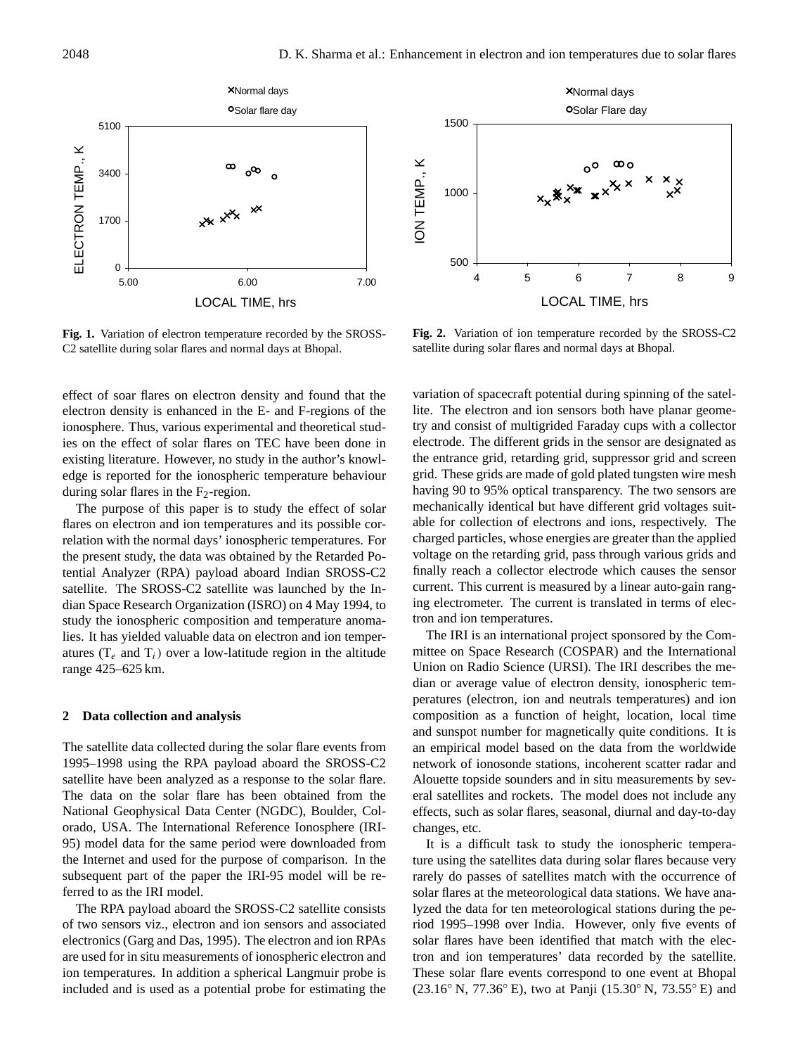×Normal days
oSolar flare day

5100
3400
1700
0

ELECTRON TEMP., K

5.00
6.00
7.00

LOCAL TIME, hrs

**Fig. 1.** Variation of electron temperature recorded by the SROSS-C2 satellite during solar flares and normal days at Bhopal.

×Normal days
oSolar Flare day

1500
1000
500

ION TEMP., K

4
5
6
7
8
9

LOCAL TIME, hrs

**Fig. 2.** Variation of ion temperature recorded by the SROSS-C2 satellite during solar flares and normal days at Bhopal.

effect of soar flares on electron density and found that the electron density is enhanced in the E- and F-regions of the ionosphere. Thus, various experimental and theoretical studies on the effect of solar flares on TEC have been done in existing literature. However, no study in the author's knowledge is reported for the ionospheric temperature behaviour during solar flares in the $F_2$-region.

The purpose of this paper is to study the effect of solar flares on electron and ion temperatures and its possible correlation with the normal days' ionospheric temperatures. For the present study, the data was obtained by the Retarded Potential Analyzer (RPA) payload aboard Indian SROSS-C2 satellite. The SROSS-C2 satellite was launched by the Indian Space Research Organization (ISRO) on 4 May 1994, to study the ionospheric composition and temperature anomalies. It has yielded valuable data on electron and ion temperatures ($T_e$ and $T_i$) over a low-latitude region in the altitude range 425–625 km.

## 2 Data collection and analysis

The satellite data collected during the solar flare events from 1995–1998 using the RPA payload aboard the SROSS-C2 satellite have been analyzed as a response to the solar flare. The data on the solar flare has been obtained from the National Geophysical Data Center (NGDC), Boulder, Colorado, USA. The International Reference Ionosphere (IRI-95) model data for the same period were downloaded from the Internet and used for the purpose of comparison. In the subsequent part of the paper the IRI-95 model will be referred to as the IRI model.

The RPA payload aboard the SROSS-C2 satellite consists of two sensors viz., electron and ion sensors and associated electronics (Garg and Das, 1995). The electron and ion RPAs are used for in situ measurements of ionospheric electron and ion temperatures. In addition a spherical Langmuir probe is included and is used as a potential probe for estimating the variation of spacecraft potential during spinning of the satellite. The electron and ion sensors both have planar geometry and consist of multigrided Faraday cups with a collector electrode. The different grids in the sensor are designated as the entrance grid, retarding grid, suppressor grid and screen grid. These grids are made of gold plated tungsten wire mesh having 90 to 95% optical transparency. The two sensors are mechanically identical but have different grid voltages suitable for collection of electrons and ions, respectively. The charged particles, whose energies are greater than the applied voltage on the retarding grid, pass through various grids and finally reach a collector electrode which causes the sensor current. This current is measured by a linear auto-gain ranging electrometer. The current is translated in terms of electron and ion temperatures.

The IRI is an international project sponsored by the Committee on Space Research (COSPAR) and the International Union on Radio Science (URSI). The IRI describes the median or average value of electron density, ionospheric temperatures (electron, ion and neutrals temperatures) and ion composition as a function of height, location, local time and sunspot number for magnetically quite conditions. It is an empirical model based on the data from the worldwide network of ionosonde stations, incoherent scatter radar and Alouette topside sounders and in situ measurements by several satellites and rockets. The model does not include any effects, such as solar flares, seasonal, diurnal and day-to-day changes, etc.

It is a difficult task to study the ionospheric temperature using the satellites data during solar flares because very rarely do passes of satellites match with the occurrence of solar flares at the meteorological data stations. We have analyzed the data for ten meteorological stations during the period 1995–1998 over India. However, only five events of solar flares have been identified that match with the electron and ion temperatures' data recorded by the satellite. These solar flare events correspond to one event at Bhopal (23.16° N, 77.36° E), two at Panji (15.30° N, 73.55° E) and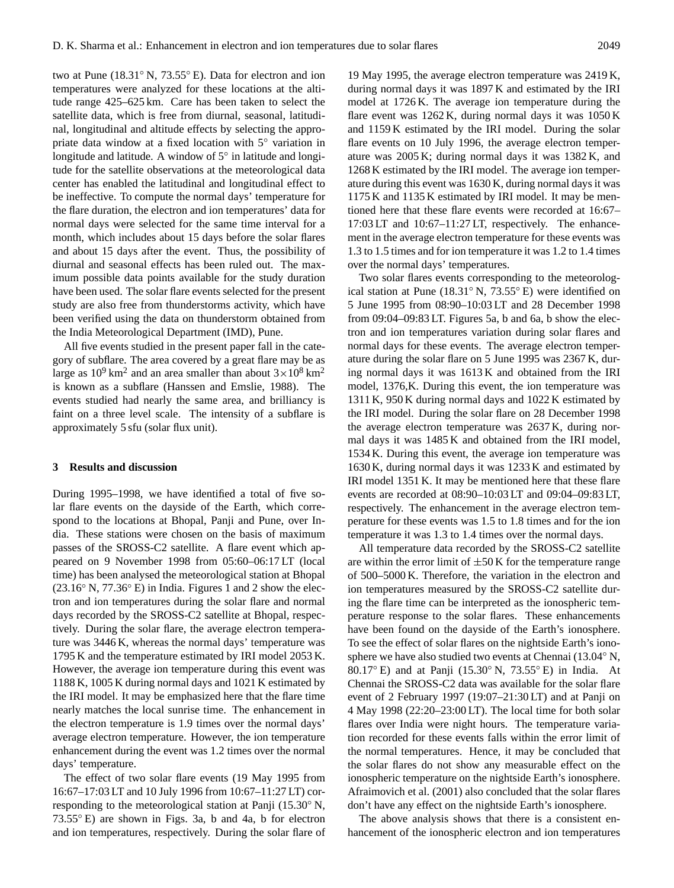two at Pune (18.31° N, 73.55° E). Data for electron and ion temperatures were analyzed for these locations at the altitude range 425–625 km. Care has been taken to select the satellite data, which is free from diurnal, seasonal, latitudinal, longitudinal and altitude effects by selecting the appropriate data window at a fixed location with 5° variation in longitude and latitude. A window of 5° in latitude and longitude for the satellite observations at the meteorological data center has enabled the latitudinal and longitudinal effect to be ineffective. To compute the normal days' temperature for the flare duration, the electron and ion temperatures' data for normal days were selected for the same time interval for a month, which includes about 15 days before the solar flares and about 15 days after the event. Thus, the possibility of diurnal and seasonal effects has been ruled out. The maximum possible data points available for the study duration have been used. The solar flare events selected for the present study are also free from thunderstorms activity, which have been verified using the data on thunderstorm obtained from the India Meteorological Department (IMD), Pune.

All five events studied in the present paper fall in the category of subflare. The area covered by a great flare may be as large as $10^9$ km$^2$ and an area smaller than about $3\times10^8$ km$^2$ is known as a subflare (Hanssen and Emslie, 1988). The events studied had nearly the same area, and brilliancy is faint on a three level scale. The intensity of a subflare is approximately 5 sfu (solar flux unit).

## 3 Results and discussion

During 1995–1998, we have identified a total of five solar flare events on the dayside of the Earth, which correspond to the locations at Bhopal, Panji and Pune, over India. These stations were chosen on the basis of maximum passes of the SROSS-C2 satellite. A flare event which appeared on 9 November 1998 from 05:60–06:17 LT (local time) has been analysed the meteorological station at Bhopal (23.16° N, 77.36° E) in India. Figures 1 and 2 show the electron and ion temperatures during the solar flare and normal days recorded by the SROSS-C2 satellite at Bhopal, respectively. During the solar flare, the average electron temperature was 3446 K, whereas the normal days' temperature was 1795 K and the temperature estimated by IRI model 2053 K. However, the average ion temperature during this event was 1188 K, 1005 K during normal days and 1021 K estimated by the IRI model. It may be emphasized here that the flare time nearly matches the local sunrise time. The enhancement in the electron temperature is 1.9 times over the normal days' average electron temperature. However, the ion temperature enhancement during the event was 1.2 times over the normal days' temperature.

The effect of two solar flare events (19 May 1995 from 16:67–17:03 LT and 10 July 1996 from 10:67–11:27 LT) corresponding to the meteorological station at Panji (15.30° N, 73.55° E) are shown in Figs. 3a, b and 4a, b for electron and ion temperatures, respectively. During the solar flare of 19 May 1995, the average electron temperature was 2419 K, during normal days it was 1897 K and estimated by the IRI model at 1726 K. The average ion temperature during the flare event was 1262 K, during normal days it was 1050 K and 1159 K estimated by the IRI model. During the solar flare events on 10 July 1996, the average electron temperature was 2005 K; during normal days it was 1382 K, and 1268 K estimated by the IRI model. The average ion temperature during this event was 1630 K, during normal days it was 1175 K and 1135 K estimated by IRI model. It may be mentioned here that these flare events were recorded at 16:67–17:03 LT and 10:67–11:27 LT, respectively. The enhancement in the average electron temperature for these events was 1.3 to 1.5 times and for ion temperature it was 1.2 to 1.4 times over the normal days' temperatures.

Two solar flares events corresponding to the meteorological station at Pune (18.31° N, 73.55° E) were identified on 5 June 1995 from 08:90–10:03 LT and 28 December 1998 from 09:04–09:83 LT. Figures 5a, b and 6a, b show the electron and ion temperatures variation during solar flares and normal days for these events. The average electron temperature during the solar flare on 5 June 1995 was 2367 K, during normal days it was 1613 K and obtained from the IRI model, 1376,K. During this event, the ion temperature was 1311 K, 950 K during normal days and 1022 K estimated by the IRI model. During the solar flare on 28 December 1998 the average electron temperature was 2637 K, during normal days it was 1485 K and obtained from the IRI model, 1534 K. During this event, the average ion temperature was 1630 K, during normal days it was 1233 K and estimated by IRI model 1351 K. It may be mentioned here that these flare events are recorded at 08:90–10:03 LT and 09:04–09:83 LT, respectively. The enhancement in the average electron temperature for these events was 1.5 to 1.8 times and for the ion temperature it was 1.3 to 1.4 times over the normal days.

All temperature data recorded by the SROSS-C2 satellite are within the error limit of ±50 K for the temperature range of 500–5000 K. Therefore, the variation in the electron and ion temperatures measured by the SROSS-C2 satellite during the flare time can be interpreted as the ionospheric temperature response to the solar flares. These enhancements have been found on the dayside of the Earth's ionosphere. To see the effect of solar flares on the nightside Earth's ionosphere we have also studied two events at Chennai (13.04° N, 80.17° E) and at Panji (15.30° N, 73.55° E) in India. At Chennai the SROSS-C2 data was available for the solar flare event of 2 February 1997 (19:07–21:30 LT) and at Panji on 4 May 1998 (22:20–23:00 LT). The local time for both solar flares over India were night hours. The temperature variation recorded for these events falls within the error limit of the normal temperatures. Hence, it may be concluded that the solar flares do not show any measurable effect on the ionospheric temperature on the nightside Earth's ionosphere. Afraimovich et al. (2001) also concluded that the solar flares don't have any effect on the nightside Earth's ionosphere.

The above analysis shows that there is a consistent enhancement of the ionospheric electron and ion temperatures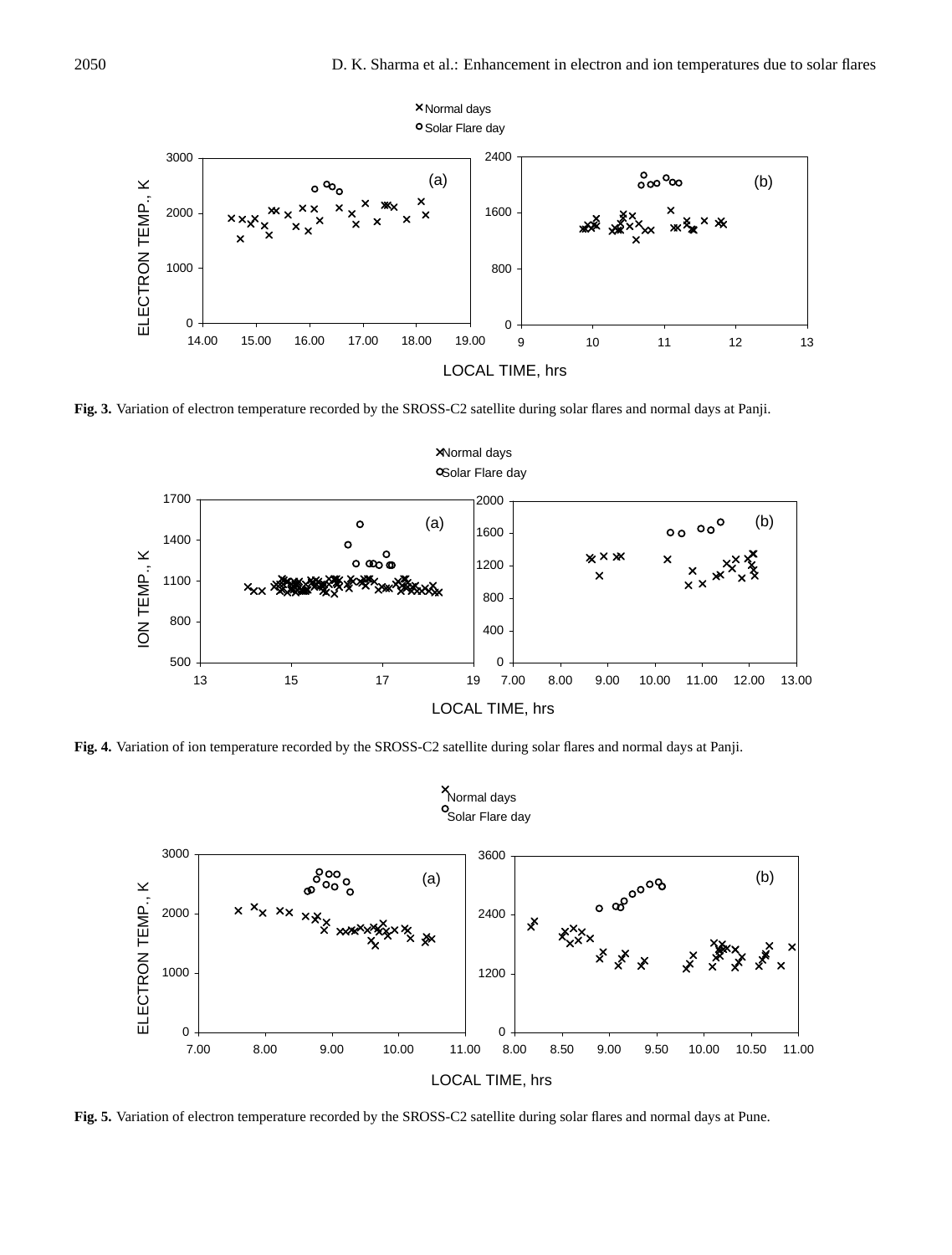Fig. 3. Variation of electron temperature recorded by the SROSS-C2 satellite during solar flares and normal days at Panji.

Fig. 4. Variation of ion temperature recorded by the SROSS-C2 satellite during solar flares and normal days at Panji.

Fig. 5. Variation of electron temperature recorded by the SROSS-C2 satellite during solar flares and normal days at Pune.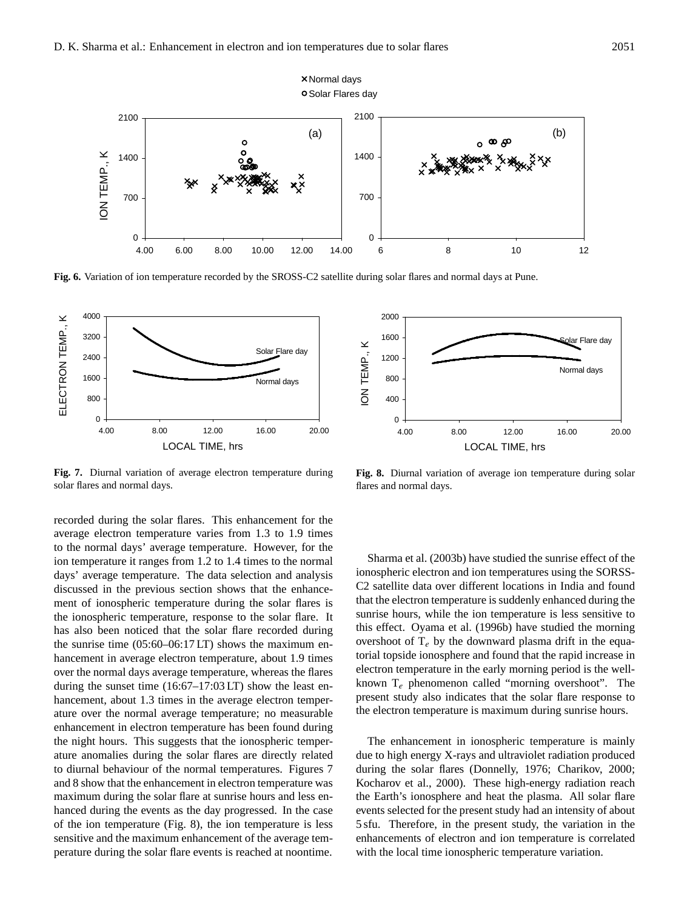**Fig. 6.** Variation of ion temperature recorded by the SROSS-C2 satellite during solar flares and normal days at Pune.

**Fig. 7.** Diurnal variation of average electron temperature during solar flares and normal days.

**Fig. 8.** Diurnal variation of average ion temperature during solar flares and normal days.

recorded during the solar flares. This enhancement for the average electron temperature varies from 1.3 to 1.9 times to the normal days' average temperature. However, for the ion temperature it ranges from 1.2 to 1.4 times to the normal days' average temperature. The data selection and analysis discussed in the previous section shows that the enhancement of ionospheric temperature during the solar flares is the ionospheric temperature, response to the solar flare. It has also been noticed that the solar flare recorded during the sunrise time (05:60–06:17 LT) shows the maximum enhancement in average electron temperature, about 1.9 times over the normal days average temperature, whereas the flares during the sunset time (16:67–17:03 LT) show the least enhancement, about 1.3 times in the average electron temperature over the normal average temperature; no measurable enhancement in electron temperature has been found during the night hours. This suggests that the ionospheric temperature anomalies during the solar flares are directly related to diurnal behaviour of the normal temperatures. Figures 7 and 8 show that the enhancement in electron temperature was maximum during the solar flare at sunrise hours and less enhanced during the events as the day progressed. In the case of the ion temperature (Fig. 8), the ion temperature is less sensitive and the maximum enhancement of the average temperature during the solar flare events is reached at noontime.

Sharma et al. (2003b) have studied the sunrise effect of the ionospheric electron and ion temperatures using the SORSS-C2 satellite data over different locations in India and found that the electron temperature is suddenly enhanced during the sunrise hours, while the ion temperature is less sensitive to this effect. Oyama et al. (1996b) have studied the morning overshoot of $T_e$ by the downward plasma drift in the equatorial topside ionosphere and found that the rapid increase in electron temperature in the early morning period is the well-known $T_e$ phenomenon called "morning overshoot". The present study also indicates that the solar flare response to the electron temperature is maximum during sunrise hours.

The enhancement in ionospheric temperature is mainly due to high energy X-rays and ultraviolet radiation produced during the solar flares (Donnelly, 1976; Charikov, 2000; Kocharov et al., 2000). These high-energy radiation reach the Earth's ionosphere and heat the plasma. All solar flare events selected for the present study had an intensity of about 5 sfu. Therefore, in the present study, the variation in the enhancements of electron and ion temperature is correlated with the local time ionospheric temperature variation.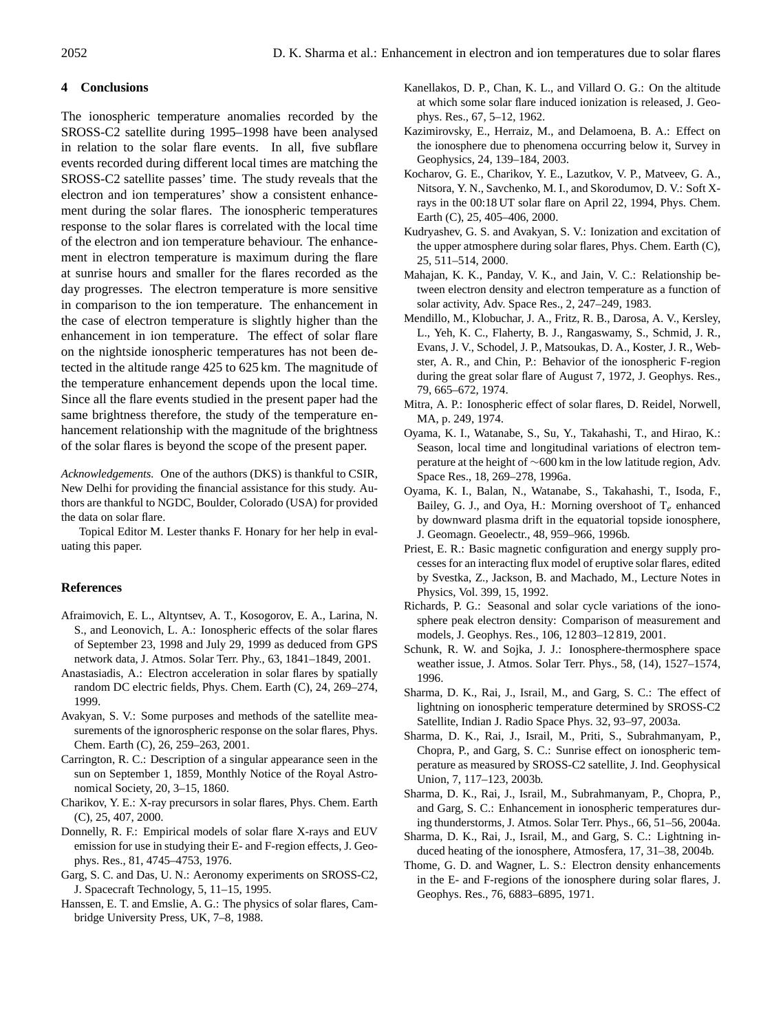## 4 Conclusions

The ionospheric temperature anomalies recorded by the SROSS-C2 satellite during 1995–1998 have been analysed in relation to the solar flare events. In all, five subflare events recorded during different local times are matching the SROSS-C2 satellite passes' time. The study reveals that the electron and ion temperatures' show a consistent enhancement during the solar flares. The ionospheric temperatures response to the solar flares is correlated with the local time of the electron and ion temperature behaviour. The enhancement in electron temperature is maximum during the flare at sunrise hours and smaller for the flares recorded as the day progresses. The electron temperature is more sensitive in comparison to the ion temperature. The enhancement in the case of electron temperature is slightly higher than the enhancement in ion temperature. The effect of solar flare on the nightside ionospheric temperatures has not been detected in the altitude range 425 to 625 km. The magnitude of the temperature enhancement depends upon the local time. Since all the flare events studied in the present paper had the same brightness therefore, the study of the temperature enhancement relationship with the magnitude of the brightness of the solar flares is beyond the scope of the present paper.

*Acknowledgements.* One of the authors (DKS) is thankful to CSIR, New Delhi for providing the financial assistance for this study. Authors are thankful to NGDC, Boulder, Colorado (USA) for provided the data on solar flare.

Topical Editor M. Lester thanks F. Honary for her help in evaluating this paper.

## References

Afraimovich, E. L., Altyntsev, A. T., Kosogorov, E. A., Larina, N. S., and Leonovich, L. A.: Ionospheric effects of the solar flares of September 23, 1998 and July 29, 1999 as deduced from GPS network data, J. Atmos. Solar Terr. Phy., 63, 1841–1849, 2001.

Anastasiadis, A.: Electron acceleration in solar flares by spatially random DC electric fields, Phys. Chem. Earth (C), 24, 269–274, 1999.

Avakyan, S. V.: Some purposes and methods of the satellite measurements of the ignorospheric response on the solar flares, Phys. Chem. Earth (C), 26, 259–263, 2001.

Carrington, R. C.: Description of a singular appearance seen in the sun on September 1, 1859, Monthly Notice of the Royal Astronomical Society, 20, 3–15, 1860.

Charikov, Y. E.: X-ray precursors in solar flares, Phys. Chem. Earth (C), 25, 407, 2000.

Donnelly, R. F.: Empirical models of solar flare X-rays and EUV emission for use in studying their E- and F-region effects, J. Geophys. Res., 81, 4745–4753, 1976.

Garg, S. C. and Das, U. N.: Aeronomy experiments on SROSS-C2, J. Spacecraft Technology, 5, 11–15, 1995.

Hanssen, E. T. and Emslie, A. G.: The physics of solar flares, Cambridge University Press, UK, 7–8, 1988.

Kanellakos, D. P., Chan, K. L., and Villard O. G.: On the altitude at which some solar flare induced ionization is released, J. Geophys. Res., 67, 5–12, 1962.

Kazimirovsky, E., Herraiz, M., and Delamoena, B. A.: Effect on the ionosphere due to phenomena occurring below it, Survey in Geophysics, 24, 139–184, 2003.

Kocharov, G. E., Charikov, Y. E., Lazutkov, V. P., Matveev, G. A., Nitsora, Y. N., Savchenko, M. I., and Skorodumov, D. V.: Soft X-rays in the 00:18 UT solar flare on April 22, 1994, Phys. Chem. Earth (C), 25, 405–406, 2000.

Kudryashev, G. S. and Avakyan, S. V.: Ionization and excitation of the upper atmosphere during solar flares, Phys. Chem. Earth (C), 25, 511–514, 2000.

Mahajan, K. K., Panday, V. K., and Jain, V. C.: Relationship between electron density and electron temperature as a function of solar activity, Adv. Space Res., 2, 247–249, 1983.

Mendillo, M., Klobuchar, J. A., Fritz, R. B., Darosa, A. V., Kersley, L., Yeh, K. C., Flaherty, B. J., Rangaswamy, S., Schmid, J. R., Evans, J. V., Schodel, J. P., Matsoukas, D. A., Koster, J. R., Webster, A. R., and Chin, P.: Behavior of the ionospheric F-region during the great solar flare of August 7, 1972, J. Geophys. Res., 79, 665–672, 1974.

Mitra, A. P.: Ionospheric effect of solar flares, D. Reidel, Norwell, MA, p. 249, 1974.

Oyama, K. I., Watanabe, S., Su, Y., Takahashi, T., and Hirao, K.: Season, local time and longitudinal variations of electron temperature at the height of ∼600 km in the low latitude region, Adv. Space Res., 18, 269–278, 1996a.

Oyama, K. I., Balan, N., Watanabe, S., Takahashi, T., Isoda, F., Bailey, G. J., and Oya, H.: Morning overshoot of $T_e$ enhanced by downward plasma drift in the equatorial topside ionosphere, J. Geomagn. Geoelectr., 48, 959–966, 1996b.

Priest, E. R.: Basic magnetic configuration and energy supply processes for an interacting flux model of eruptive solar flares, edited by Svestka, Z., Jackson, B. and Machado, M., Lecture Notes in Physics, Vol. 399, 15, 1992.

Richards, P. G.: Seasonal and solar cycle variations of the ionosphere peak electron density: Comparison of measurement and models, J. Geophys. Res., 106, 12 803–12 819, 2001.

Schunk, R. W. and Sojka, J. J.: Ionosphere-thermosphere space weather issue, J. Atmos. Solar Terr. Phys., 58, (14), 1527–1574, 1996.

Sharma, D. K., Rai, J., Israil, M., and Garg, S. C.: The effect of lightning on ionospheric temperature determined by SROSS-C2 Satellite, Indian J. Radio Space Phys. 32, 93–97, 2003a.

Sharma, D. K., Rai, J., Israil, M., Priti, S., Subrahmanyam, P., Chopra, P., and Garg, S. C.: Sunrise effect on ionospheric temperature as measured by SROSS-C2 satellite, J. Ind. Geophysical Union, 7, 117–123, 2003b.

Sharma, D. K., Rai, J., Israil, M., Subrahmanyam, P., Chopra, P., and Garg, S. C.: Enhancement in ionospheric temperatures during thunderstorms, J. Atmos. Solar Terr. Phys., 66, 51–56, 2004a.

Sharma, D. K., Rai, J., Israil, M., and Garg, S. C.: Lightning induced heating of the ionosphere, Atmosfera, 17, 31–38, 2004b.

Thome, G. D. and Wagner, L. S.: Electron density enhancements in the E- and F-regions of the ionosphere during solar flares, J. Geophys. Res., 76, 6883–6895, 1971.